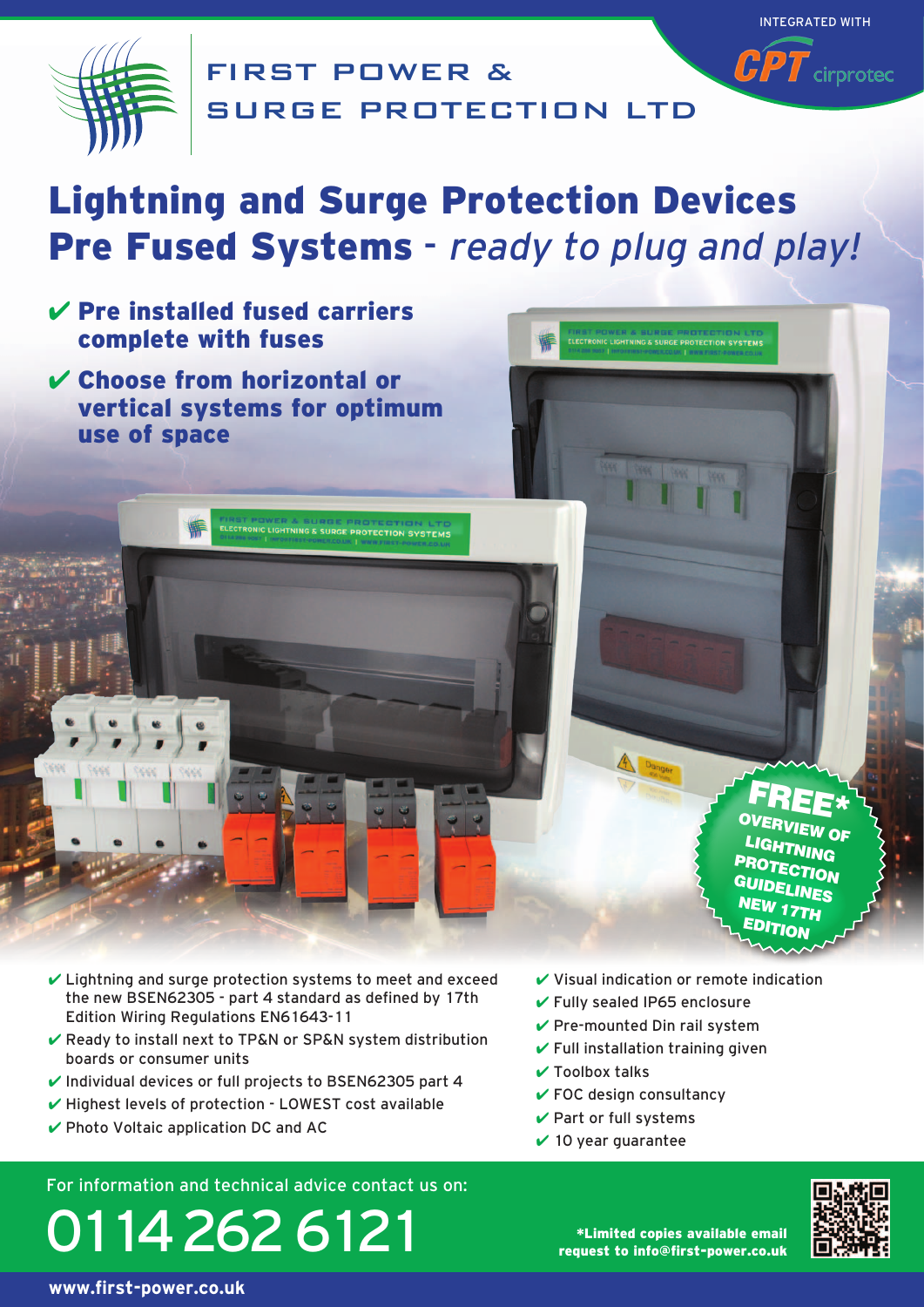FIRST POWER & SURGE PROTECTION LTD

INTEGRATED WITH CPT cirprotec

# Lightning and Surge Protection Devices Pre Fused Systems - *ready to plug and play!*

- ✔ **Pre installed fused carriers complete with fuses**
- ✔ **Choose from horizontal or vertical systems for optimum use of space**

**FREE* OVERVIEW OF LIGHTNING PROTECTION GUIDELINES NEW 17TH EDITION**

- ✔ Lightning and surge protection systems to meet and exceed the new BSEN62305 - part 4 standard as defined by 17th Edition Wiring Regulations EN61643-11
- ✔ Ready to install next to TP&N or SP&N system distribution boards or consumer units
- ✔ Individual devices or full projects to BSEN62305 part 4
- ✔ Highest levels of protection - LOWEST cost available
- ✔ Photo Voltaic application DC and AC
- ✔ Visual indication or remote indication
- ✔ Fully sealed IP65 enclosure
- ✔ Pre-mounted Din rail system
- ✔ Full installation training given
- ✔ Toolbox talks
- ✔ FOC design consultancy
- ✔ Part or full systems
- ✔ 10 year guarantee

For information and technical advice contact us on:

# 0114 262 6121

**\*Limited copies available email request to info@first-power.co.uk**

**www.first-power.co.uk**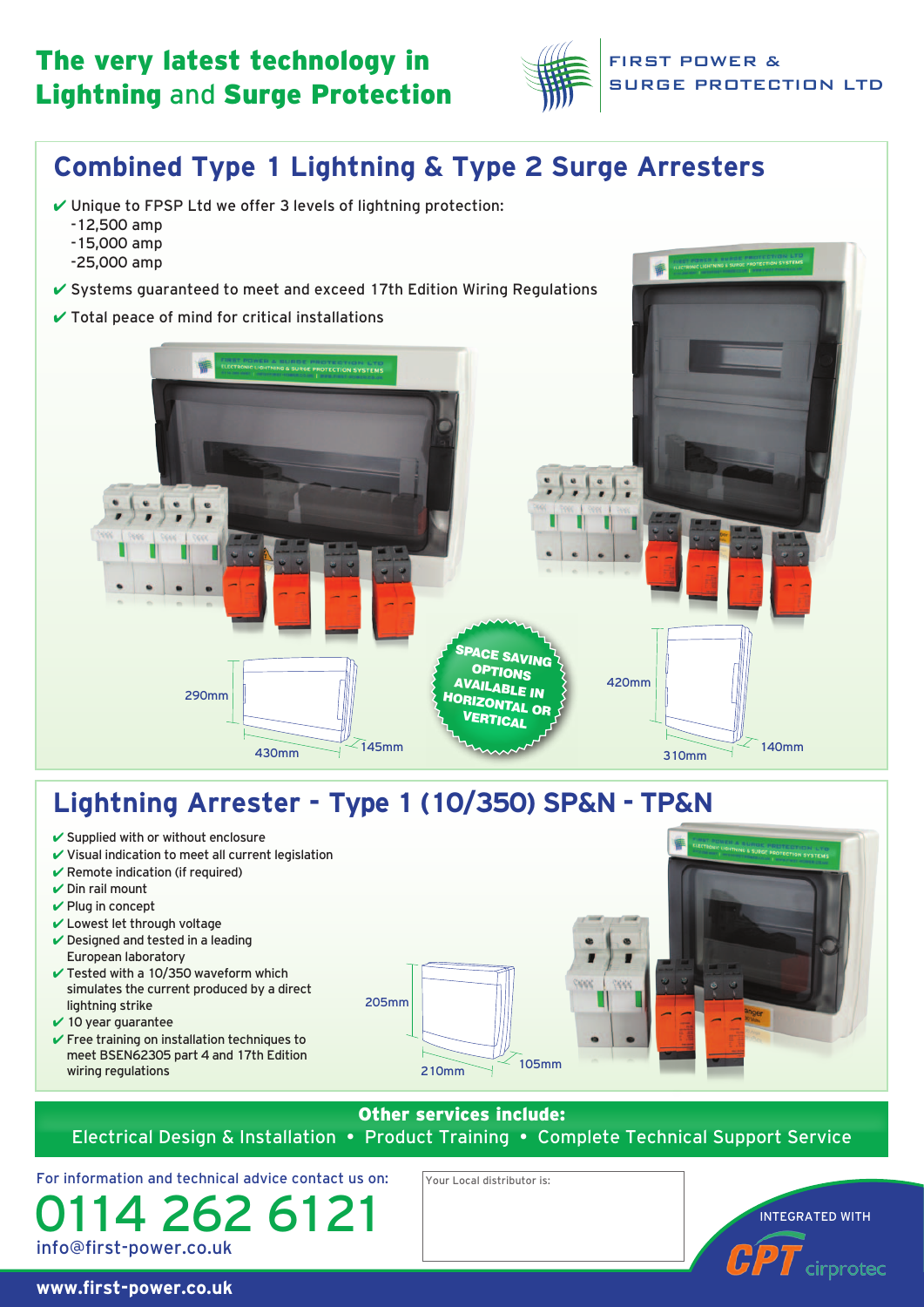**The very latest technology in Lightning and Surge Protection**

FIRST POWER & SURGE PROTECTION LTD

## Combined Type 1 Lightning & Type 2 Surge Arresters

- ✔ Unique to FPSP Ltd we offer 3 levels of lightning protection:
  - -12,500 amp
  - -15,000 amp
  - -25,000 amp
- ✔ Systems guaranteed to meet and exceed 17th Edition Wiring Regulations
- ✔ Total peace of mind for critical installations

290mm
430mm
145mm

SPACE SAVING OPTIONS AVAILABLE IN HORIZONTAL OR VERTICAL

420mm
310mm
140mm

## Lightning Arrester - Type 1 (10/350) SP&N - TP&N

- ✔ Supplied with or without enclosure
- ✔ Visual indication to meet all current legislation
- ✔ Remote indication (if required)
- ✔ Din rail mount
- ✔ Plug in concept
- ✔ Lowest let through voltage
- ✔ Designed and tested in a leading European laboratory
- ✔ Tested with a 10/350 waveform which simulates the current produced by a direct lightning strike
- ✔ 10 year guarantee
- ✔ Free training on installation techniques to meet BSEN62305 part 4 and 17th Edition wiring regulations

205mm
210mm
105mm

**Other services include:**

Electrical Design & Installation • Product Training • Complete Technical Support Service

For information and technical advice contact us on:

0114 262 6121

info@first-power.co.uk

Your Local distributor is:

INTEGRATED WITH CPT cirprotec

**www.first-power.co.uk**